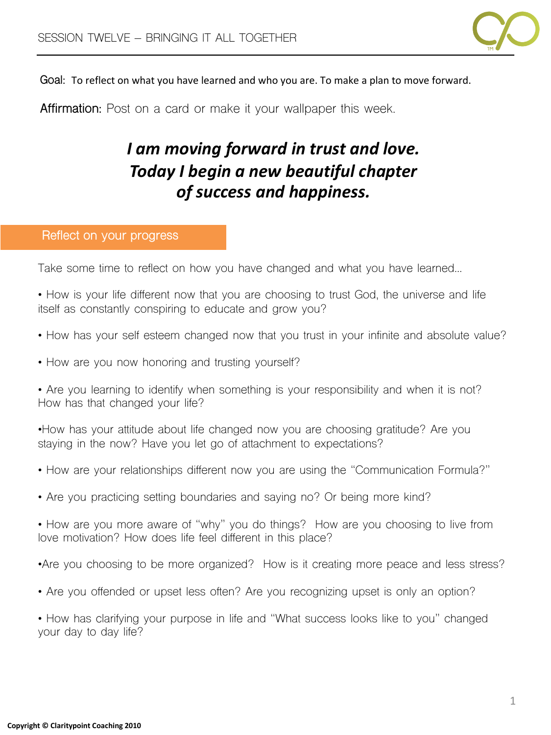# SESSION TWELVE – BRINGING IT ALL TOGETHER

**Goal:** To reflect on what you have learned and who you are. To make a plan to move forward.

**Affirmation:** Post on a card or make it your wallpaper this week.

***I am moving forward in trust and love.***
***Today I begin a new beautiful chapter***
***of success and happiness.***

## Reflect on your progress

Take some time to reflect on how you have changed and what you have learned…

- How is your life different now that you are choosing to trust God, the universe and life itself as constantly conspiring to educate and grow you?

- How has your self esteem changed now that you trust in your infinite and absolute value?

- How are you now honoring and trusting yourself?

- Are you learning to identify when something is your responsibility and when it is not? How has that changed your life?

- How has your attitude about life changed now you are choosing gratitude? Are you staying in the now? Have you let go of attachment to expectations?

- How are your relationships different now you are using the "Communication Formula?"

- Are you practicing setting boundaries and saying no? Or being more kind?

- How are you more aware of "why" you do things? How are you choosing to live from love motivation? How does life feel different in this place?

- Are you choosing to be more organized? How is it creating more peace and less stress?

- Are you offended or upset less often? Are you recognizing upset is only an option?

- How has clarifying your purpose in life and "What success looks like to you" changed your day to day life?

**Copyright © Claritypoint Coaching 2010**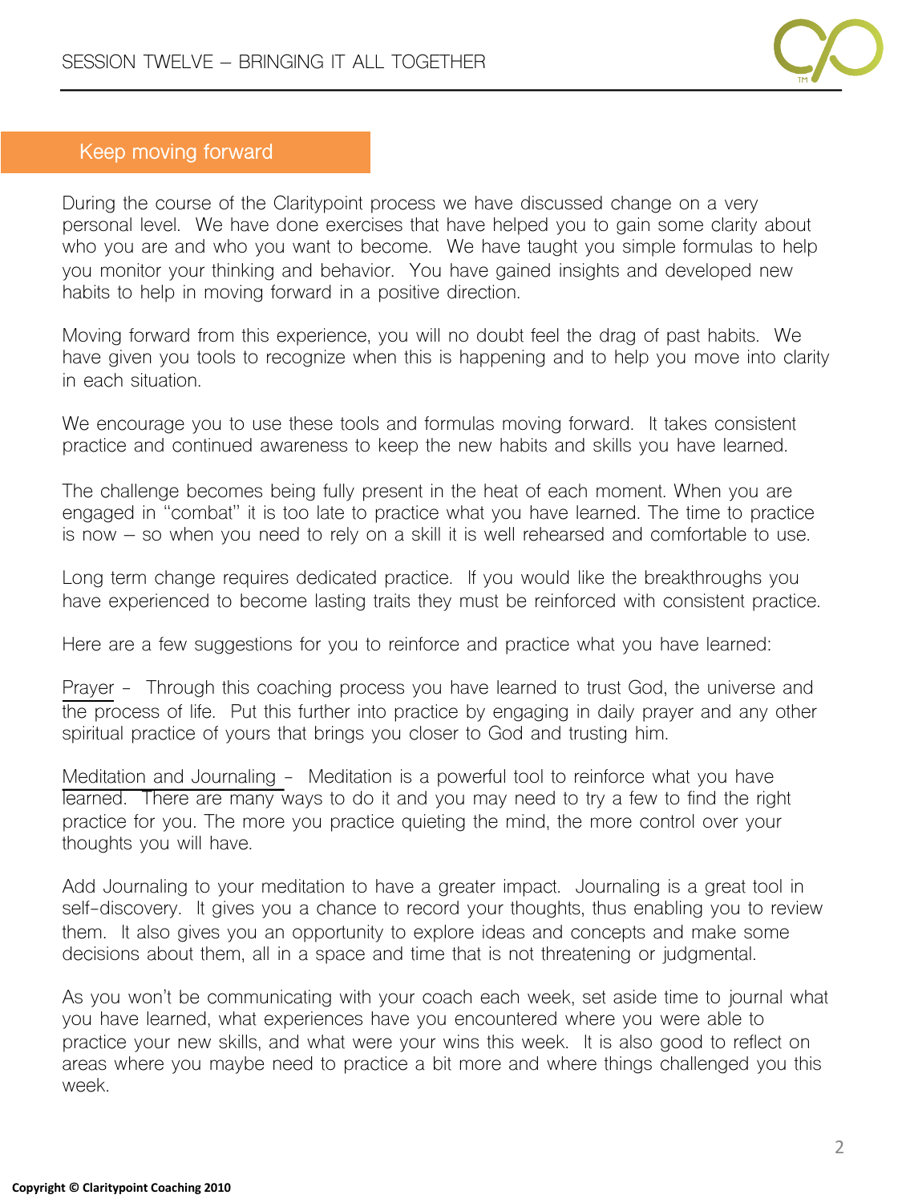## Keep moving forward

During the course of the Claritypoint process we have discussed change on a very personal level. We have done exercises that have helped you to gain some clarity about who you are and who you want to become. We have taught you simple formulas to help you monitor your thinking and behavior. You have gained insights and developed new habits to help in moving forward in a positive direction.

Moving forward from this experience, you will no doubt feel the drag of past habits. We have given you tools to recognize when this is happening and to help you move into clarity in each situation.

We encourage you to use these tools and formulas moving forward. It takes consistent practice and continued awareness to keep the new habits and skills you have learned.

The challenge becomes being fully present in the heat of each moment. When you are engaged in "combat" it is too late to practice what you have learned. The time to practice is now – so when you need to rely on a skill it is well rehearsed and comfortable to use.

Long term change requires dedicated practice. If you would like the breakthroughs you have experienced to become lasting traits they must be reinforced with consistent practice.

Here are a few suggestions for you to reinforce and practice what you have learned:

Prayer – Through this coaching process you have learned to trust God, the universe and the process of life. Put this further into practice by engaging in daily prayer and any other spiritual practice of yours that brings you closer to God and trusting him.

Meditation and Journaling – Meditation is a powerful tool to reinforce what you have learned. There are many ways to do it and you may need to try a few to find the right practice for you. The more you practice quieting the mind, the more control over your thoughts you will have.

Add Journaling to your meditation to have a greater impact. Journaling is a great tool in self-discovery. It gives you a chance to record your thoughts, thus enabling you to review them. It also gives you an opportunity to explore ideas and concepts and make some decisions about them, all in a space and time that is not threatening or judgmental.

As you won't be communicating with your coach each week, set aside time to journal what you have learned, what experiences have you encountered where you were able to practice your new skills, and what were your wins this week. It is also good to reflect on areas where you maybe need to practice a bit more and where things challenged you this week.

Copyright © Claritypoint Coaching 2010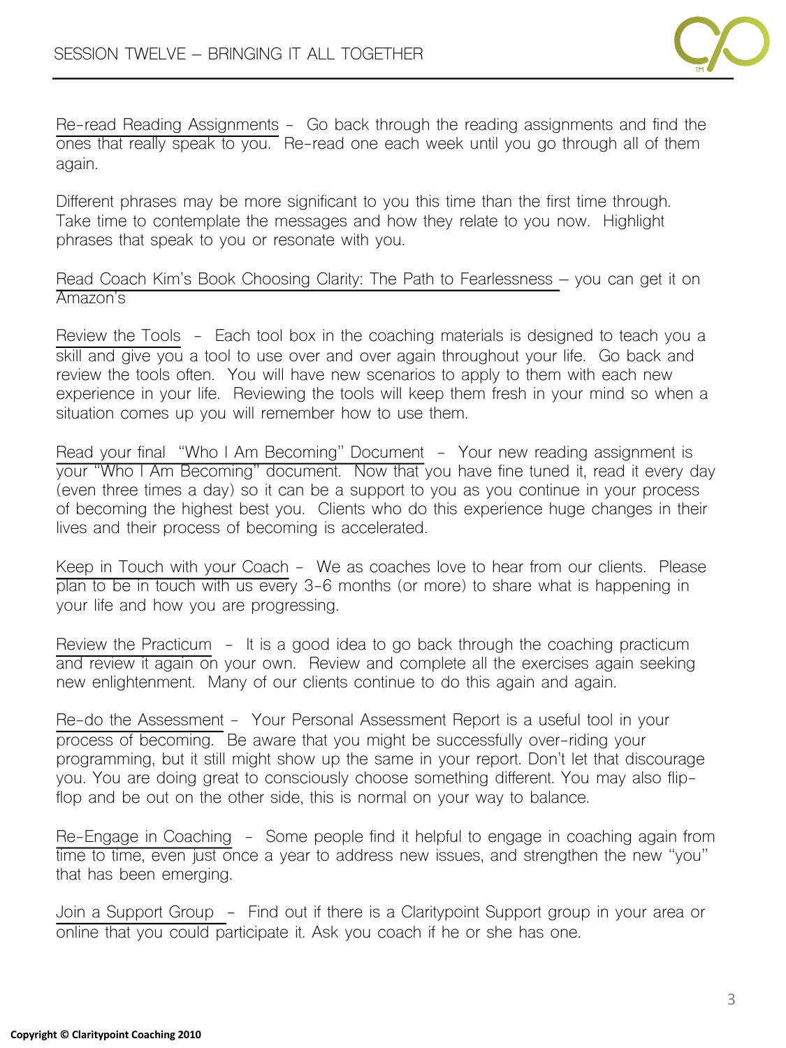Re-read Reading Assignments - Go back through the reading assignments and find the ones that really speak to you. Re-read one each week until you go through all of them again.

Different phrases may be more significant to you this time than the first time through. Take time to contemplate the messages and how they relate to you now. Highlight phrases that speak to you or resonate with you.

Read Coach Kim's Book Choosing Clarity: The Path to Fearlessness – you can get it on Amazon's

Review the Tools - Each tool box in the coaching materials is designed to teach you a skill and give you a tool to use over and over again throughout your life. Go back and review the tools often. You will have new scenarios to apply to them with each new experience in your life. Reviewing the tools will keep them fresh in your mind so when a situation comes up you will remember how to use them.

Read your final "Who I Am Becoming" Document - Your new reading assignment is your "Who I Am Becoming" document. Now that you have fine tuned it, read it every day (even three times a day) so it can be a support to you as you continue in your process of becoming the highest best you. Clients who do this experience huge changes in their lives and their process of becoming is accelerated.

Keep in Touch with your Coach - We as coaches love to hear from our clients. Please plan to be in touch with us every 3-6 months (or more) to share what is happening in your life and how you are progressing.

Review the Practicum - It is a good idea to go back through the coaching practicum and review it again on your own. Review and complete all the exercises again seeking new enlightenment. Many of our clients continue to do this again and again.

Re-do the Assessment - Your Personal Assessment Report is a useful tool in your process of becoming. Be aware that you might be successfully over-riding your programming, but it still might show up the same in your report. Don't let that discourage you. You are doing great to consciously choose something different. You may also flip-flop and be out on the other side, this is normal on your way to balance.

Re-Engage in Coaching - Some people find it helpful to engage in coaching again from time to time, even just once a year to address new issues, and strengthen the new "you" that has been emerging.

Join a Support Group - Find out if there is a Claritypoint Support group in your area or online that you could participate it. Ask you coach if he or she has one.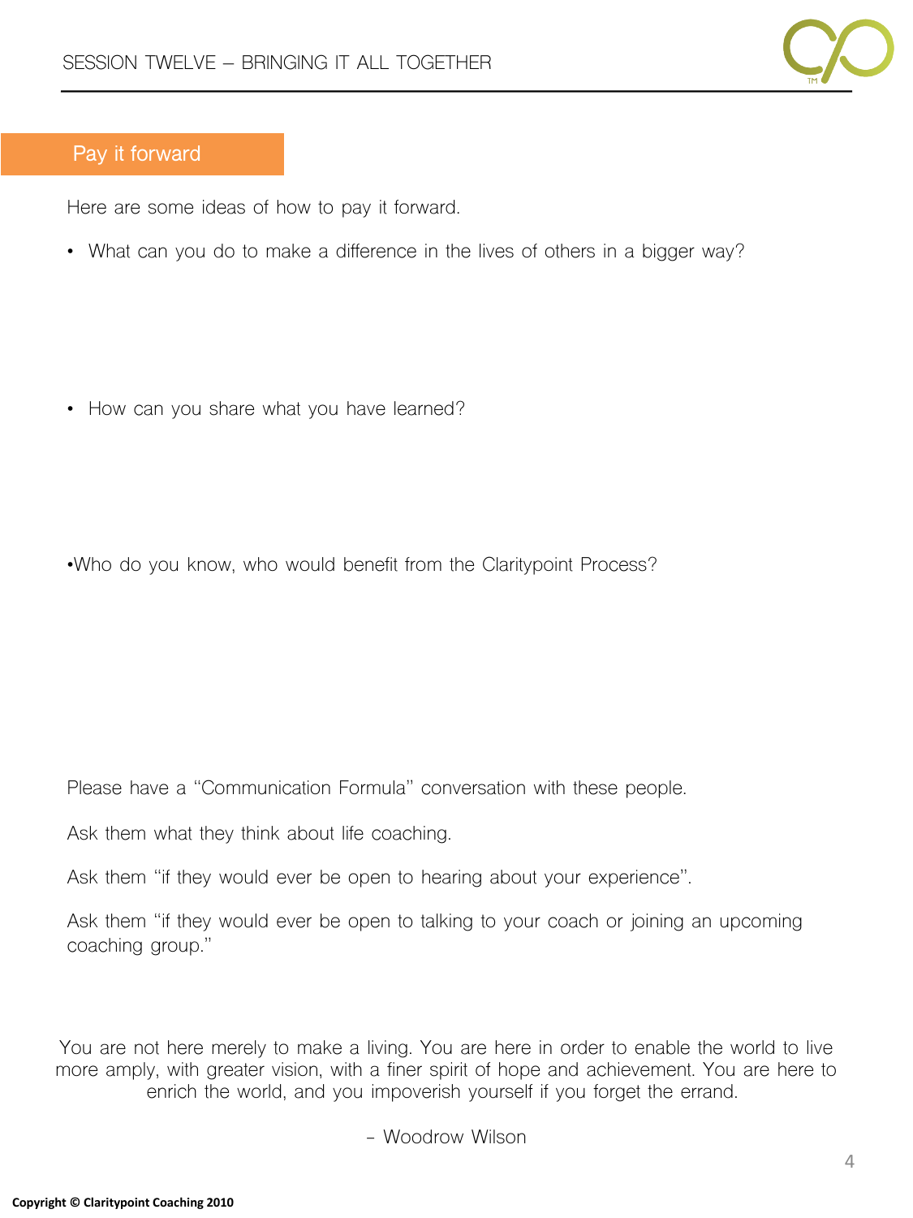## Pay it forward

Here are some ideas of how to pay it forward.

- What can you do to make a difference in the lives of others in a bigger way?

- How can you share what you have learned?

- Who do you know, who would benefit from the Claritypoint Process?

Please have a "Communication Formula" conversation with these people.

Ask them what they think about life coaching.

Ask them "if they would ever be open to hearing about your experience".

Ask them "if they would ever be open to talking to your coach or joining an upcoming coaching group."

You are not here merely to make a living. You are here in order to enable the world to live more amply, with greater vision, with a finer spirit of hope and achievement. You are here to enrich the world, and you impoverish yourself if you forget the errand.

- Woodrow Wilson

Copyright © Claritypoint Coaching 2010